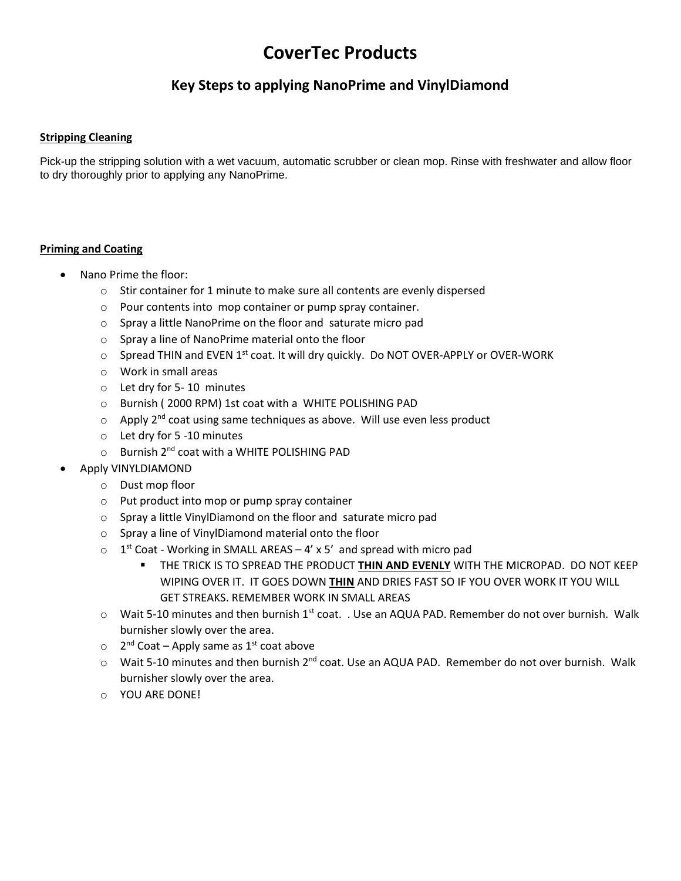# CoverTec Products

## Key Steps to applying NanoPrime and VinylDiamond

**Stripping Cleaning**

Pick-up the stripping solution with a wet vacuum, automatic scrubber or clean mop. Rinse with freshwater and allow floor to dry thoroughly prior to applying any NanoPrime.

**Priming and Coating**

- Nano Prime the floor:
  - Stir container for 1 minute to make sure all contents are evenly dispersed
  - Pour contents into mop container or pump spray container.
  - Spray a little NanoPrime on the floor and saturate micro pad
  - Spray a line of NanoPrime material onto the floor
  - Spread THIN and EVEN 1st coat. It will dry quickly. Do NOT OVER-APPLY or OVER-WORK
  - Work in small areas
  - Let dry for 5- 10 minutes
  - Burnish ( 2000 RPM) 1st coat with a WHITE POLISHING PAD
  - Apply 2nd coat using same techniques as above. Will use even less product
  - Let dry for 5 -10 minutes
  - Burnish 2nd coat with a WHITE POLISHING PAD
- Apply VINYLDIAMOND
  - Dust mop floor
  - Put product into mop or pump spray container
  - Spray a little VinylDiamond on the floor and saturate micro pad
  - Spray a line of VinylDiamond material onto the floor
  - 1st Coat - Working in SMALL AREAS – 4' x 5' and spread with micro pad
    - THE TRICK IS TO SPREAD THE PRODUCT **THIN AND EVENLY** WITH THE MICROPAD. DO NOT KEEP WIPING OVER IT. IT GOES DOWN **THIN** AND DRIES FAST SO IF YOU OVER WORK IT YOU WILL GET STREAKS. REMEMBER WORK IN SMALL AREAS
  - Wait 5-10 minutes and then burnish 1st coat. . Use an AQUA PAD. Remember do not over burnish. Walk burnisher slowly over the area.
  - 2nd Coat – Apply same as 1st coat above
  - Wait 5-10 minutes and then burnish 2nd coat. Use an AQUA PAD. Remember do not over burnish. Walk burnisher slowly over the area.
  - YOU ARE DONE!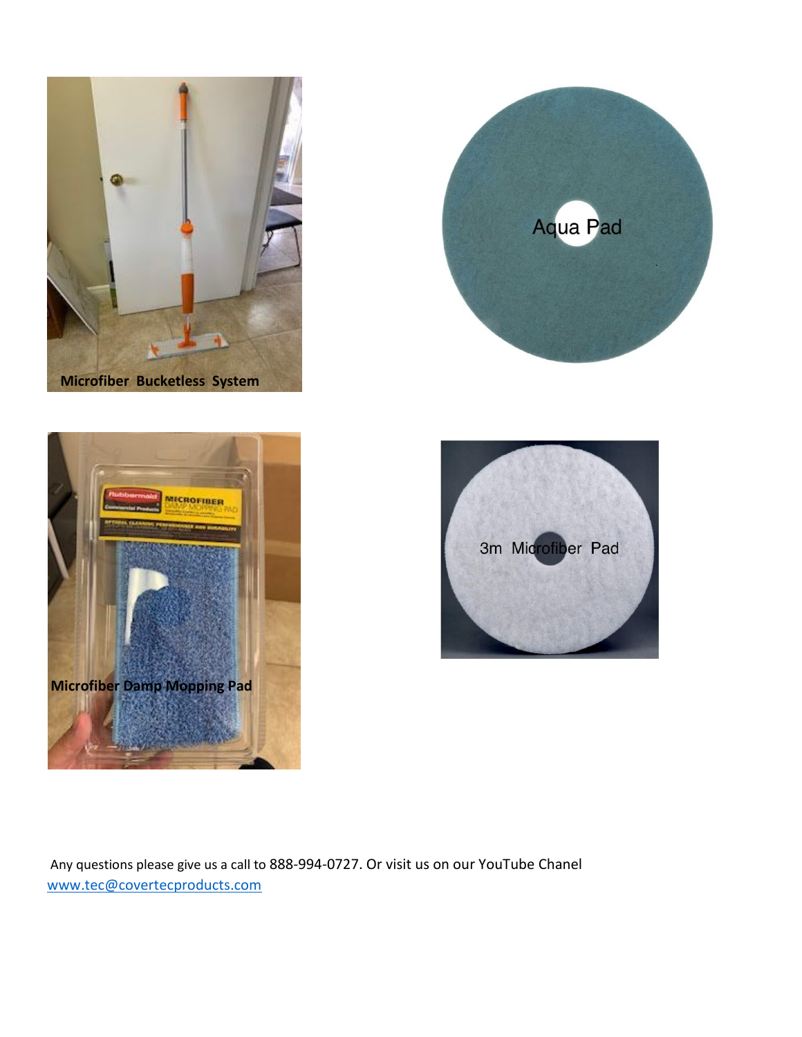Microfiber Bucketless System

Aqua Pad

Microfiber Damp Mopping Pad

3m Microfiber Pad

Any questions please give us a call to 888-994-0727. Or visit us on our YouTube Chanel
www.tec@covertecproducts.com